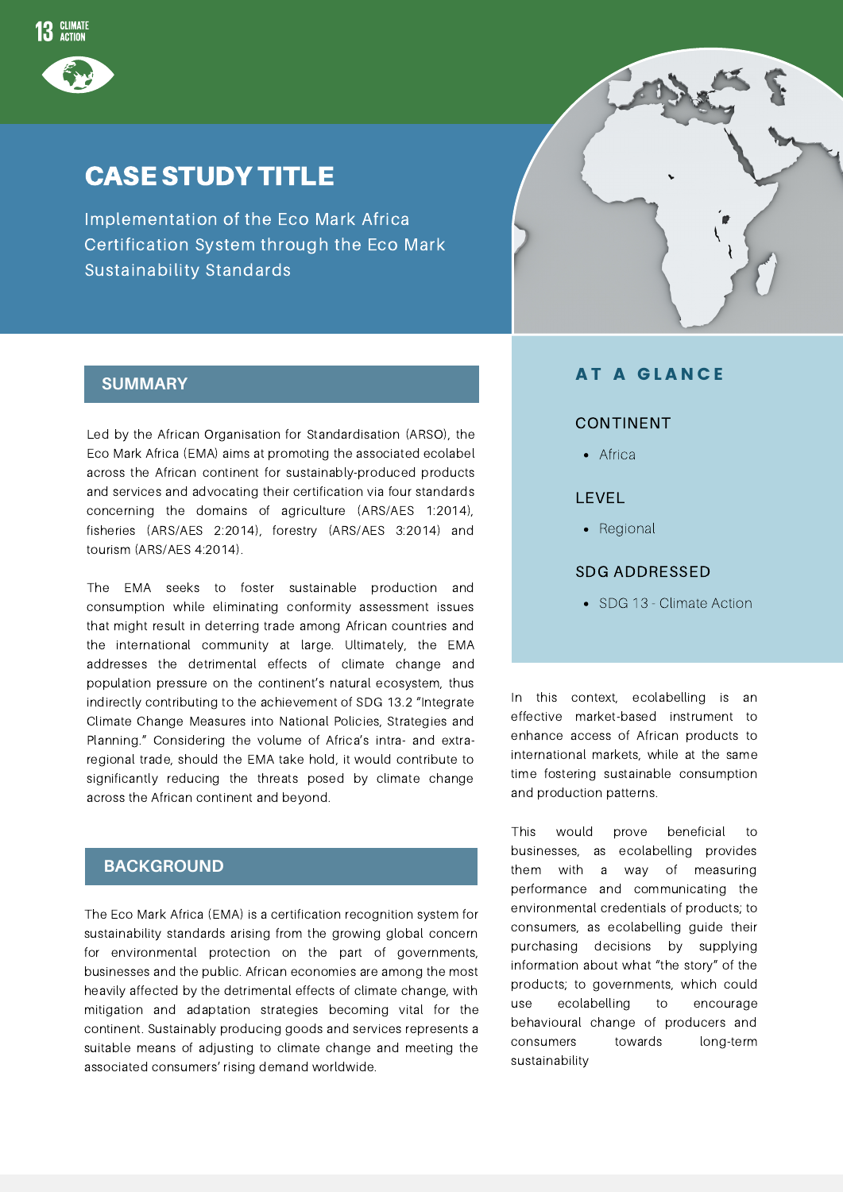13 CLIMATE ACTION

# CASE STUDY TITLE

Implementation of the Eco Mark Africa Certification System through the Eco Mark Sustainability Standards

## SUMMARY

Led by the African Organisation for Standardisation (ARSO), the Eco Mark Africa (EMA) aims at promoting the associated ecolabel across the African continent for sustainably-produced products and services and advocating their certification via four standards concerning the domains of agriculture (ARS/AES 1:2014), fisheries (ARS/AES 2:2014), forestry (ARS/AES 3:2014) and tourism (ARS/AES 4:2014).

The EMA seeks to foster sustainable production and consumption while eliminating conformity assessment issues that might result in deterring trade among African countries and the international community at large. Ultimately, the EMA addresses the detrimental effects of climate change and population pressure on the continent's natural ecosystem, thus indirectly contributing to the achievement of SDG 13.2 "Integrate Climate Change Measures into National Policies, Strategies and Planning." Considering the volume of Africa's intra- and extra-regional trade, should the EMA take hold, it would contribute to significantly reducing the threats posed by climate change across the African continent and beyond.

## BACKGROUND

The Eco Mark Africa (EMA) is a certification recognition system for sustainability standards arising from the growing global concern for environmental protection on the part of governments, businesses and the public. African economies are among the most heavily affected by the detrimental effects of climate change, with mitigation and adaptation strategies becoming vital for the continent. Sustainably producing goods and services represents a suitable means of adjusting to climate change and meeting the associated consumers' rising demand worldwide.

In this context, ecolabelling is an effective market-based instrument to enhance access of African products to international markets, while at the same time fostering sustainable consumption and production patterns.

This would prove beneficial to businesses, as ecolabelling provides them with a way of measuring performance and communicating the environmental credentials of products; to consumers, as ecolabelling guide their purchasing decisions by supplying information about what "the story" of the products; to governments, which could use ecolabelling to encourage behavioural change of producers and consumers towards long-term sustainability

## AT A GLANCE

### CONTINENT

- Africa

### LEVEL

- Regional

### SDG ADDRESSED

- SDG 13 - Climate Action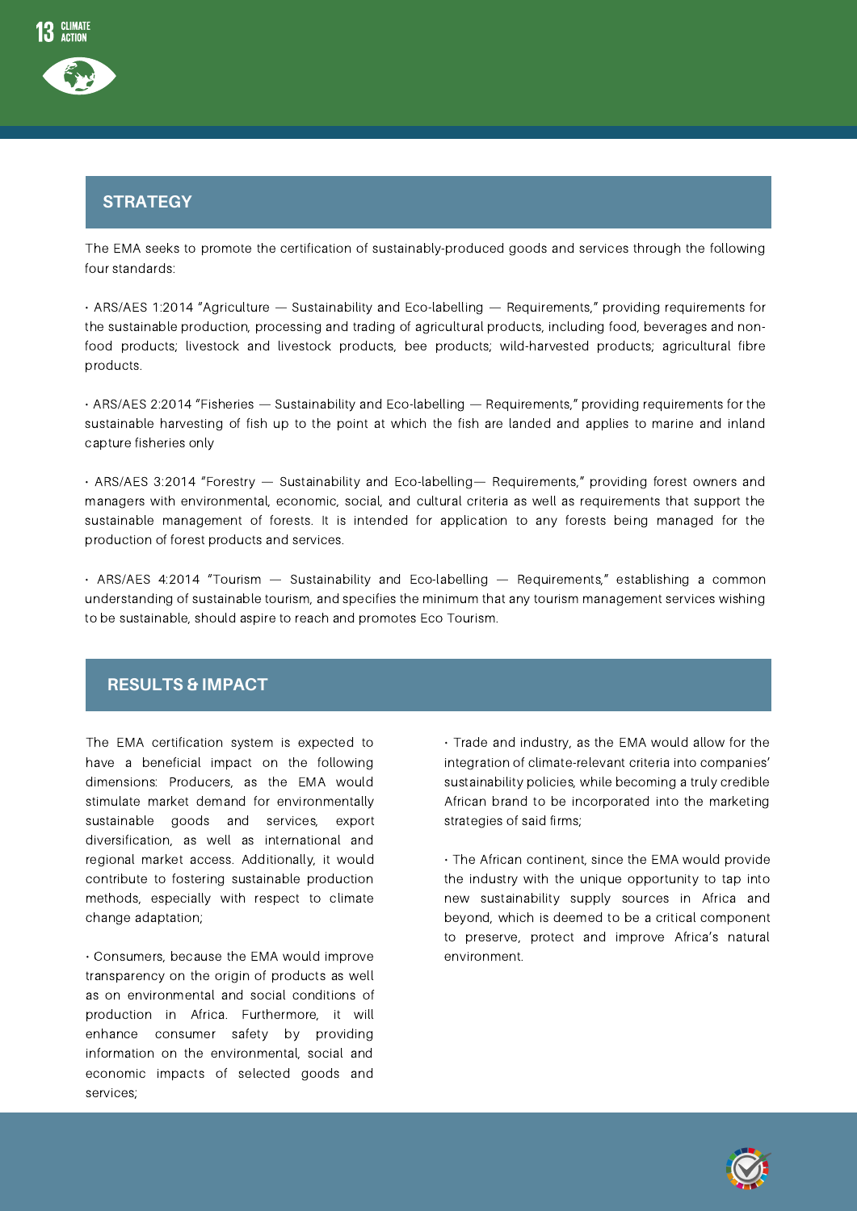## STRATEGY

The EMA seeks to promote the certification of sustainably-produced goods and services through the following four standards:

- ARS/AES 1:2014 "Agriculture — Sustainability and Eco-labelling — Requirements," providing requirements for the sustainable production, processing and trading of agricultural products, including food, beverages and non-food products; livestock and livestock products, bee products; wild-harvested products; agricultural fibre products.

- ARS/AES 2:2014 "Fisheries — Sustainability and Eco-labelling — Requirements," providing requirements for the sustainable harvesting of fish up to the point at which the fish are landed and applies to marine and inland capture fisheries only

- ARS/AES 3:2014 "Forestry — Sustainability and Eco-labelling— Requirements," providing forest owners and managers with environmental, economic, social, and cultural criteria as well as requirements that support the sustainable management of forests. It is intended for application to any forests being managed for the production of forest products and services.

- ARS/AES 4:2014 "Tourism — Sustainability and Eco-labelling — Requirements," establishing a common understanding of sustainable tourism, and specifies the minimum that any tourism management services wishing to be sustainable, should aspire to reach and promotes Eco Tourism.

## RESULTS & IMPACT

The EMA certification system is expected to have a beneficial impact on the following dimensions: Producers, as the EMA would stimulate market demand for environmentally sustainable goods and services, export diversification, as well as international and regional market access. Additionally, it would contribute to fostering sustainable production methods, especially with respect to climate change adaptation;

- Consumers, because the EMA would improve transparency on the origin of products as well as on environmental and social conditions of production in Africa. Furthermore, it will enhance consumer safety by providing information on the environmental, social and economic impacts of selected goods and services;

- Trade and industry, as the EMA would allow for the integration of climate-relevant criteria into companies' sustainability policies, while becoming a truly credible African brand to be incorporated into the marketing strategies of said firms;

- The African continent, since the EMA would provide the industry with the unique opportunity to tap into new sustainability supply sources in Africa and beyond, which is deemed to be a critical component to preserve, protect and improve Africa's natural environment.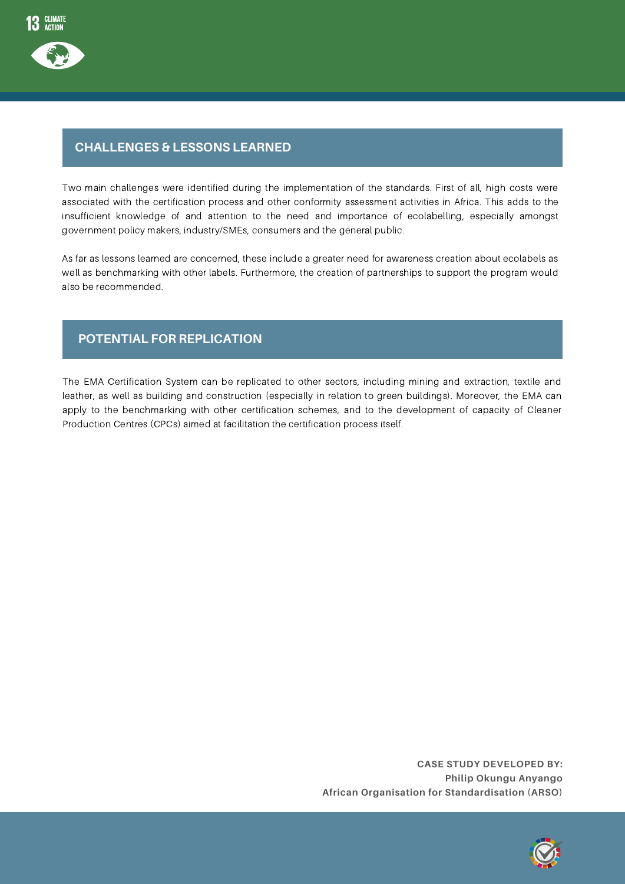## CHALLENGES & LESSONS LEARNED

Two main challenges were identified during the implementation of the standards. First of all, high costs were associated with the certification process and other conformity assessment activities in Africa. This adds to the insufficient knowledge of and attention to the need and importance of ecolabelling, especially amongst government policy makers, industry/SMEs, consumers and the general public.

As far as lessons learned are concerned, these include a greater need for awareness creation about ecolabels as well as benchmarking with other labels. Furthermore, the creation of partnerships to support the program would also be recommended.

## POTENTIAL FOR REPLICATION

The EMA Certification System can be replicated to other sectors, including mining and extraction, textile and leather, as well as building and construction (especially in relation to green buildings). Moreover, the EMA can apply to the benchmarking with other certification schemes, and to the development of capacity of Cleaner Production Centres (CPCs) aimed at facilitation the certification process itself.

**CASE STUDY DEVELOPED BY:**
**Philip Okungu Anyango**
**African Organisation for Standardisation (ARSO)**